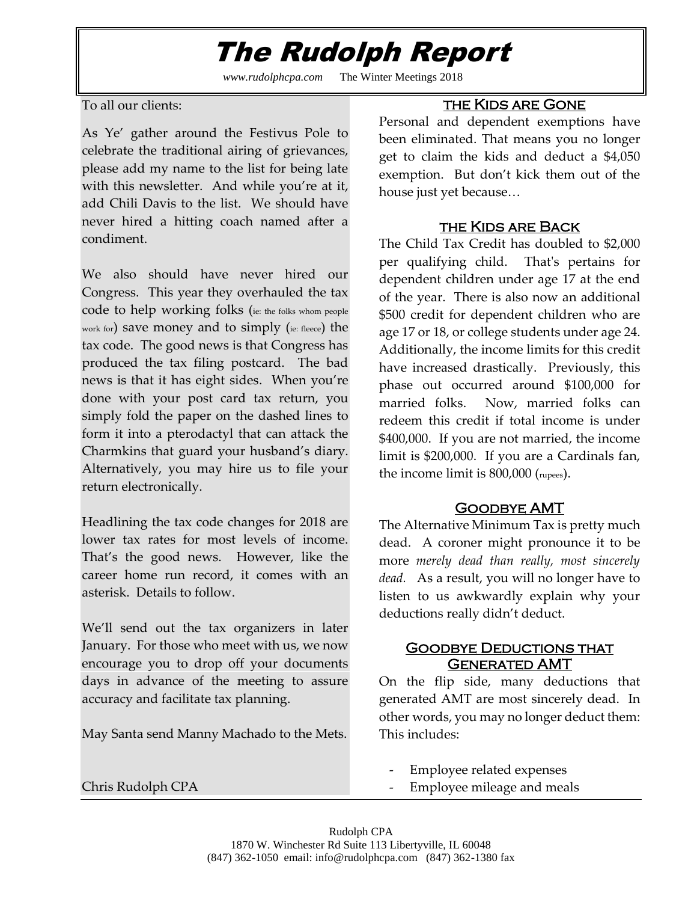# The Rudolph Report

*www.rudolphcpa.com* The Winter Meetings 2018

To all our clients:

As Ye' gather around the Festivus Pole to celebrate the traditional airing of grievances, please add my name to the list for being late with this newsletter. And while you're at it, add Chili Davis to the list. We should have never hired a hitting coach named after a condiment.

We also should have never hired our Congress. This year they overhauled the tax code to help working folks (ie: the folks whom people work for) save money and to simply (ie: fleece) the tax code. The good news is that Congress has produced the tax filing postcard. The bad news is that it has eight sides. When you're done with your post card tax return, you simply fold the paper on the dashed lines to form it into a pterodactyl that can attack the Charmkins that guard your husband's diary. Alternatively, you may hire us to file your return electronically.

Headlining the tax code changes for 2018 are lower tax rates for most levels of income. That's the good news. However, like the career home run record, it comes with an asterisk. Details to follow.

We'll send out the tax organizers in later January. For those who meet with us, we now encourage you to drop off your documents days in advance of the meeting to assure accuracy and facilitate tax planning.

May Santa send Manny Machado to the Mets.

Chris Rudolph CPA

## the Kids are Gone

Personal and dependent exemptions have been eliminated. That means you no longer get to claim the kids and deduct a $4,050 exemption. But don't kick them out of the house just yet because…

## the Kids are Back

The Child Tax Credit has doubled to $2,000 per qualifying child. That's pertains for dependent children under age 17 at the end of the year. There is also now an additional $500 credit for dependent children who are age 17 or 18, or college students under age 24. Additionally, the income limits for this credit have increased drastically. Previously, this phase out occurred around $100,000 for married folks. Now, married folks can redeem this credit if total income is under $400,000. If you are not married, the income limit is $200,000. If you are a Cardinals fan, the income limit is 800,000 (rupees).

## Goodbye AMT

The Alternative Minimum Tax is pretty much dead. A coroner might pronounce it to be more *merely dead than really, most sincerely dead.* As a result, you will no longer have to listen to us awkwardly explain why your deductions really didn't deduct.

## Goodbye Deductions that Generated AMT

On the flip side, many deductions that generated AMT are most sincerely dead. In other words, you may no longer deduct them: This includes:

- Employee related expenses
- Employee mileage and meals

Rudolph CPA
1870 W. Winchester Rd Suite 113 Libertyville, IL 60048
(847) 362-1050 email: info@rudolphcpa.com (847) 362-1380 fax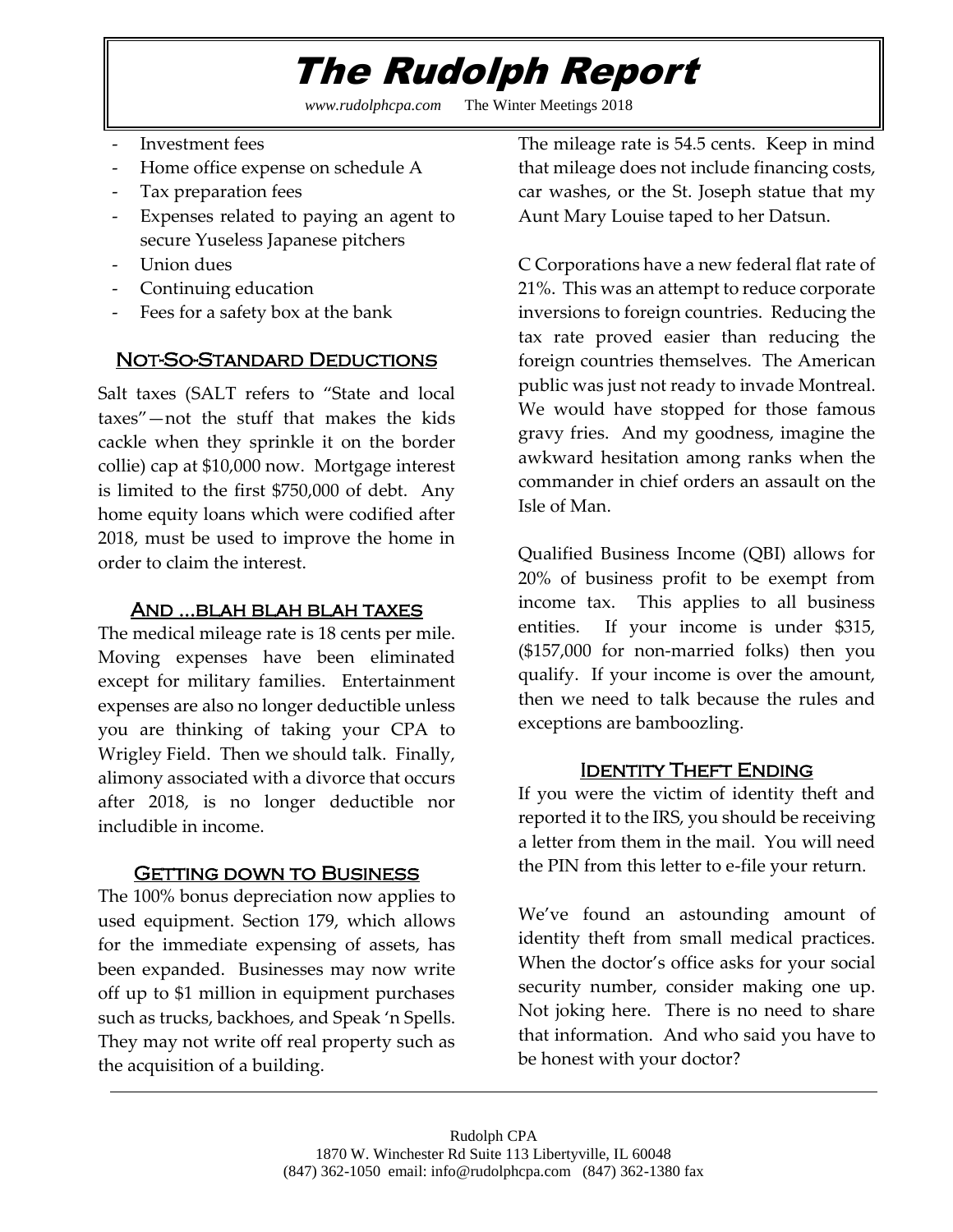- Investment fees
- Home office expense on schedule A
- Tax preparation fees
- Expenses related to paying an agent to secure Yuseless Japanese pitchers
- Union dues
- Continuing education
- Fees for a safety box at the bank

## Not-So-Standard Deductions

Salt taxes (SALT refers to "State and local taxes"—not the stuff that makes the kids cackle when they sprinkle it on the border collie) cap at $10,000 now. Mortgage interest is limited to the first $750,000 of debt. Any home equity loans which were codified after 2018, must be used to improve the home in order to claim the interest.

## And ...blah blah blah taxes

The medical mileage rate is 18 cents per mile. Moving expenses have been eliminated except for military families. Entertainment expenses are also no longer deductible unless you are thinking of taking your CPA to Wrigley Field. Then we should talk. Finally, alimony associated with a divorce that occurs after 2018, is no longer deductible nor includible in income.

## Getting down to Business

The 100% bonus depreciation now applies to used equipment. Section 179, which allows for the immediate expensing of assets, has been expanded. Businesses may now write off up to $1 million in equipment purchases such as trucks, backhoes, and Speak 'n Spells. They may not write off real property such as the acquisition of a building.

The mileage rate is 54.5 cents. Keep in mind that mileage does not include financing costs, car washes, or the St. Joseph statue that my Aunt Mary Louise taped to her Datsun.

C Corporations have a new federal flat rate of 21%. This was an attempt to reduce corporate inversions to foreign countries. Reducing the tax rate proved easier than reducing the foreign countries themselves. The American public was just not ready to invade Montreal. We would have stopped for those famous gravy fries. And my goodness, imagine the awkward hesitation among ranks when the commander in chief orders an assault on the Isle of Man.

Qualified Business Income (QBI) allows for 20% of business profit to be exempt from income tax. This applies to all business entities. If your income is under $315, ($157,000 for non-married folks) then you qualify. If your income is over the amount, then we need to talk because the rules and exceptions are bamboozling.

## Identity Theft Ending

If you were the victim of identity theft and reported it to the IRS, you should be receiving a letter from them in the mail. You will need the PIN from this letter to e-file your return.

We've found an astounding amount of identity theft from small medical practices. When the doctor's office asks for your social security number, consider making one up. Not joking here. There is no need to share that information. And who said you have to be honest with your doctor?